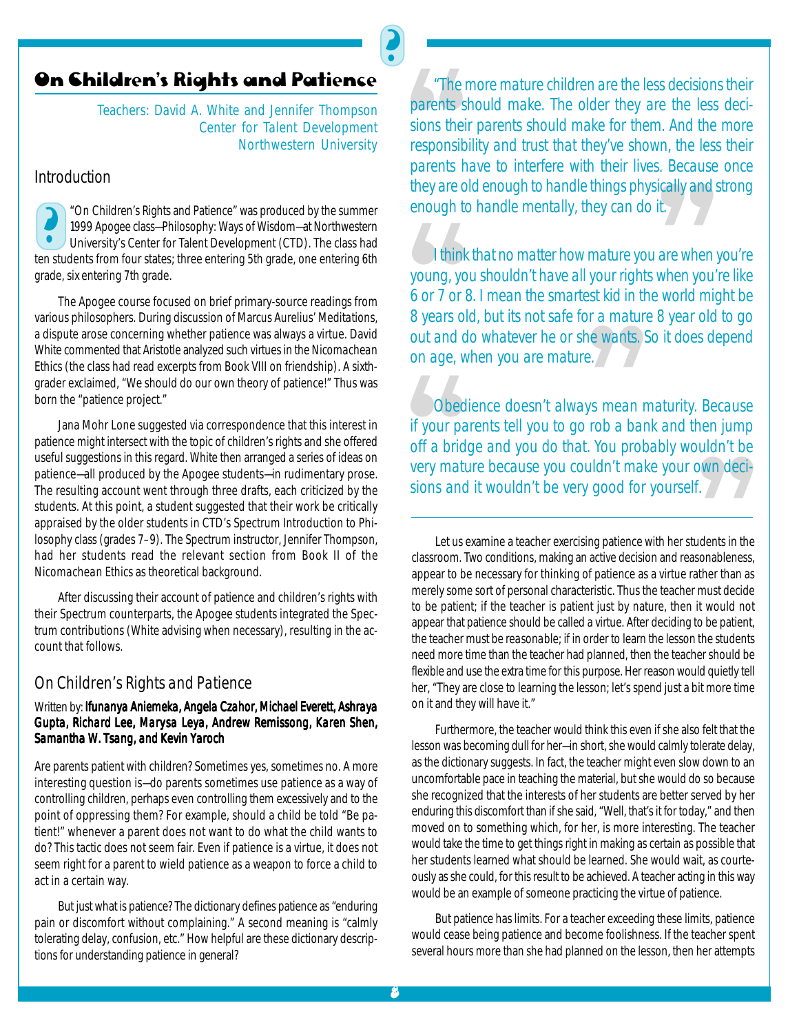# On Children's Rights and Patience

Teachers: David A. White and Jennifer Thompson
Center for Talent Development
Northwestern University

## Introduction

"On Children's Rights and Patience" was produced by the summer 1999 Apogee class—Philosophy: Ways of Wisdom—at Northwestern University's Center for Talent Development (CTD). The class had ten students from four states; three entering 5th grade, one entering 6th grade, six entering 7th grade.

The Apogee course focused on brief primary-source readings from various philosophers. During discussion of Marcus Aurelius' *Meditations*, a dispute arose concerning whether patience was always a virtue. David White commented that Aristotle analyzed such virtues in the *Nicomachean Ethics* (the class had read excerpts from Book VIII on friendship). A sixth-grader exclaimed, "We should do our own theory of patience!" Thus was born the "patience project."

Jana Mohr Lone suggested via correspondence that this interest in patience might intersect with the topic of children's rights and she offered useful suggestions in this regard. White then arranged a series of ideas on patience—all produced by the Apogee students—in rudimentary prose. The resulting account went through three drafts, each criticized by the students. At this point, a student suggested that their work be critically appraised by the older students in CTD's Spectrum Introduction to Philosophy class (grades 7–9). The Spectrum instructor, Jennifer Thompson, had her students read the relevant section from Book II of the *Nicomachean Ethics* as theoretical background.

After discussing their account of patience and children's rights with their Spectrum counterparts, the Apogee students integrated the Spectrum contributions (White advising when necessary), resulting in the account that follows.

## On Children's Rights and Patience

Written by: **Ifunanya Aniemeka, Angela Czahor, Michael Everett, Ashraya Gupta, Richard Lee, Marysa Leya, Andrew Remissong, Karen Shen, Samantha W. Tsang, and Kevin Yaroch**

Are parents patient with children? Sometimes yes, sometimes no. A more interesting question is—do parents sometimes use patience as a way of controlling children, perhaps even controlling them excessively and to the point of oppressing them? For example, should a child be told "Be patient!" whenever a parent does not want to do what the child wants to do? This tactic does not seem fair. Even if patience is a virtue, it does not seem right for a parent to wield patience as a weapon to force a child to act in a certain way.

But just what is patience? The dictionary defines patience as "enduring pain or discomfort without complaining." A second meaning is "calmly tolerating delay, confusion, etc." How helpful are these dictionary descriptions for understanding patience in general?

> "The more mature children are the less decisions their parents should make. The older they are the less decisions their parents should make for them. And the more responsibility and trust that they've shown, the less their parents have to interfere with their lives. Because once they are old enough to handle things physically and strong enough to handle mentally, they can do it."

> "I think that no matter how mature you are when you're young, you shouldn't have all your rights when you're like 6 or 7 or 8. I mean the smartest kid in the world might be 8 years old, but its not safe for a mature 8 year old to go out and do whatever he or she wants. So it does depend on age, when you are mature."

> "Obedience doesn't always mean maturity. Because if your parents tell you to go rob a bank and then jump off a bridge and you do that. You probably wouldn't be very mature because you couldn't make your own decisions and it wouldn't be very good for yourself."

Let us examine a teacher exercising patience with her students in the classroom. Two conditions, making an active decision and reasonableness, appear to be necessary for thinking of patience as a virtue rather than as merely some sort of personal characteristic. Thus the teacher must decide to be patient; if the teacher is patient just by nature, then it would not appear that patience should be called a virtue. After deciding to be patient, the teacher must be *reasonable*; if in order to learn the lesson the students need more time than the teacher had planned, then the teacher should be flexible and use the extra time for this purpose. Her reason would quietly tell her, "They are close to learning the lesson; let's spend just a bit more time on it and they will have it."

Furthermore, the teacher would think this even if she also felt that the lesson was becoming dull for her—in short, she would calmly tolerate delay, as the dictionary suggests. In fact, the teacher might even slow down to an uncomfortable pace in teaching the material, but she would do so because she recognized that the interests of her students are better served by her enduring this discomfort than if she said, "Well, that's it for today," and then moved on to something which, for her, is more interesting. The teacher would take the time to get things right in making as certain as possible that her students learned what should be learned. She would wait, as courteously as she could, for this result to be achieved. A teacher acting in this way would be an example of someone practicing the virtue of patience.

But patience has limits. For a teacher exceeding these limits, patience would cease being patience and become foolishness. If the teacher spent several hours more than she had planned on the lesson, then her attempts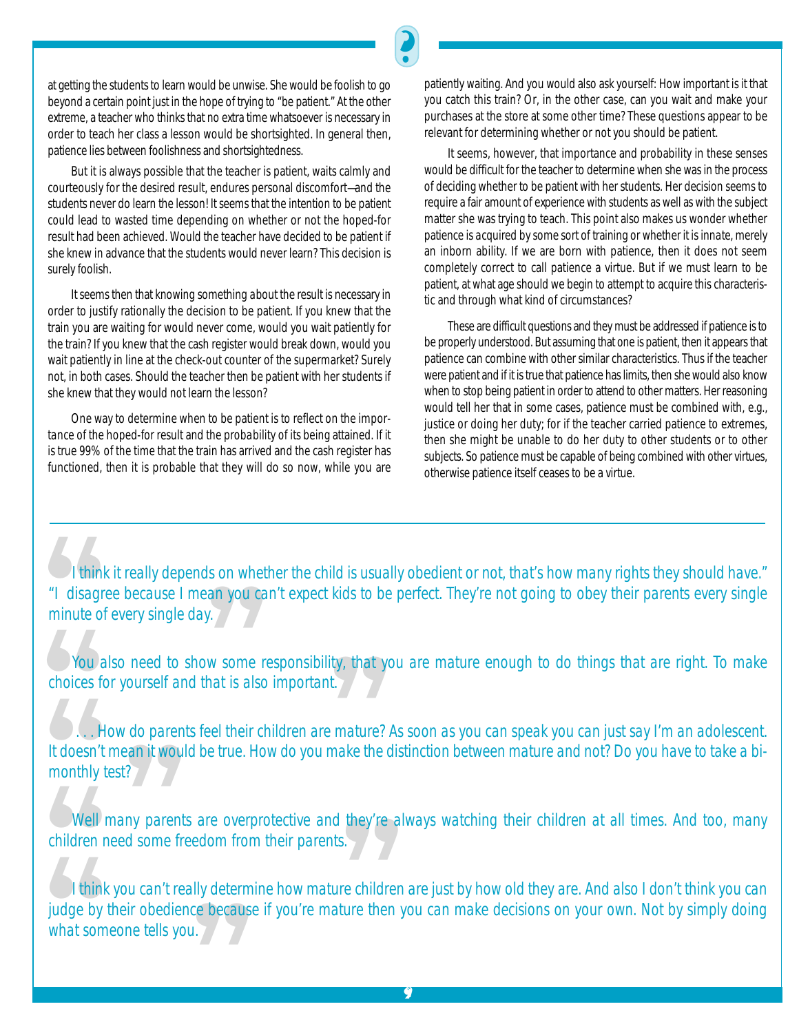at getting the students to learn would be unwise. She would be foolish to go beyond a certain point just in the hope of trying to "be patient." At the other extreme, a teacher who thinks that no extra time whatsoever is necessary in order to teach her class a lesson would be shortsighted. In general then, patience lies between foolishness and shortsightedness.

But it is always possible that the teacher is patient, waits calmly and courteously for the desired result, endures personal discomfort—and the students never do learn the lesson! It seems that the intention to be patient could lead to wasted time depending on whether or not the hoped-for result had been achieved. Would the teacher have decided to be patient if she knew in advance that the students would never learn? This decision is surely foolish.

It seems then that knowing something *about* the result is necessary in order to justify rationally the decision to be patient. If you knew that the train you are waiting for would never come, would you wait patiently for the train? If you knew that the cash register would break down, would you wait patiently in line at the check-out counter of the supermarket? Surely not, in both cases. Should the teacher then be patient with her students if she knew that they would not learn the lesson?

One way to determine when to be patient is to reflect on the *importance* of the hoped-for result and the *probability* of its being attained. If it is true 99% of the time that the train has arrived and the cash register has functioned, then it is probable that they will do so now, while you are patiently waiting. And you would also ask yourself: How important is it that you catch this train? Or, in the other case, can you wait and make your purchases at the store at some other time? These questions appear to be relevant for determining whether or not you should be patient.

It seems, however, that importance and probability in these senses would be difficult for the teacher to determine when she was in the process of deciding whether to be patient with her students. Her decision seems to require a fair amount of experience with students as well as with the subject matter she was trying to teach. This point also makes us wonder whether patience is acquired by some sort of training or whether it is innate, merely an inborn ability. If we are born with patience, then it does not seem completely correct to call patience a virtue. But if we must learn to be patient, at what age should we begin to attempt to acquire this characteristic and through what kind of circumstances?

These are difficult questions and they must be addressed if patience is to be properly understood. But assuming that one is patient, then it appears that patience can combine with other similar characteristics. Thus if the teacher were patient and if it is true that patience has limits, then she would also know when to stop being patient in order to attend to other matters. Her reasoning would tell her that in some cases, patience must be combined with, e.g., justice or doing her duty; for if the teacher carried patience to extremes, then she might be unable to do her duty to other students or to other subjects. So patience must be capable of being combined with other virtues, otherwise patience itself ceases to be a virtue.

---

> *I think it really depends on whether the child is usually obedient or not, that's how many rights they should have." "I disagree because I mean you can't expect kids to be perfect. They're not going to obey their parents every single minute of every single day.*

> *You also need to show some responsibility, that you are mature enough to do things that are right. To make choices for yourself and that is also important.*

> *. . . How do parents feel their children are mature? As soon as you can speak you can just say I'm an adolescent. It doesn't mean it would be true. How do you make the distinction between mature and not? Do you have to take a bi-monthly test?*

> *Well many parents are overprotective and they're always watching their children at all times. And too, many children need some freedom from their parents.*

> *I think you can't really determine how mature children are just by how old they are. And also I don't think you can judge by their obedience because if you're mature then you can make decisions on your own. Not by simply doing what someone tells you.*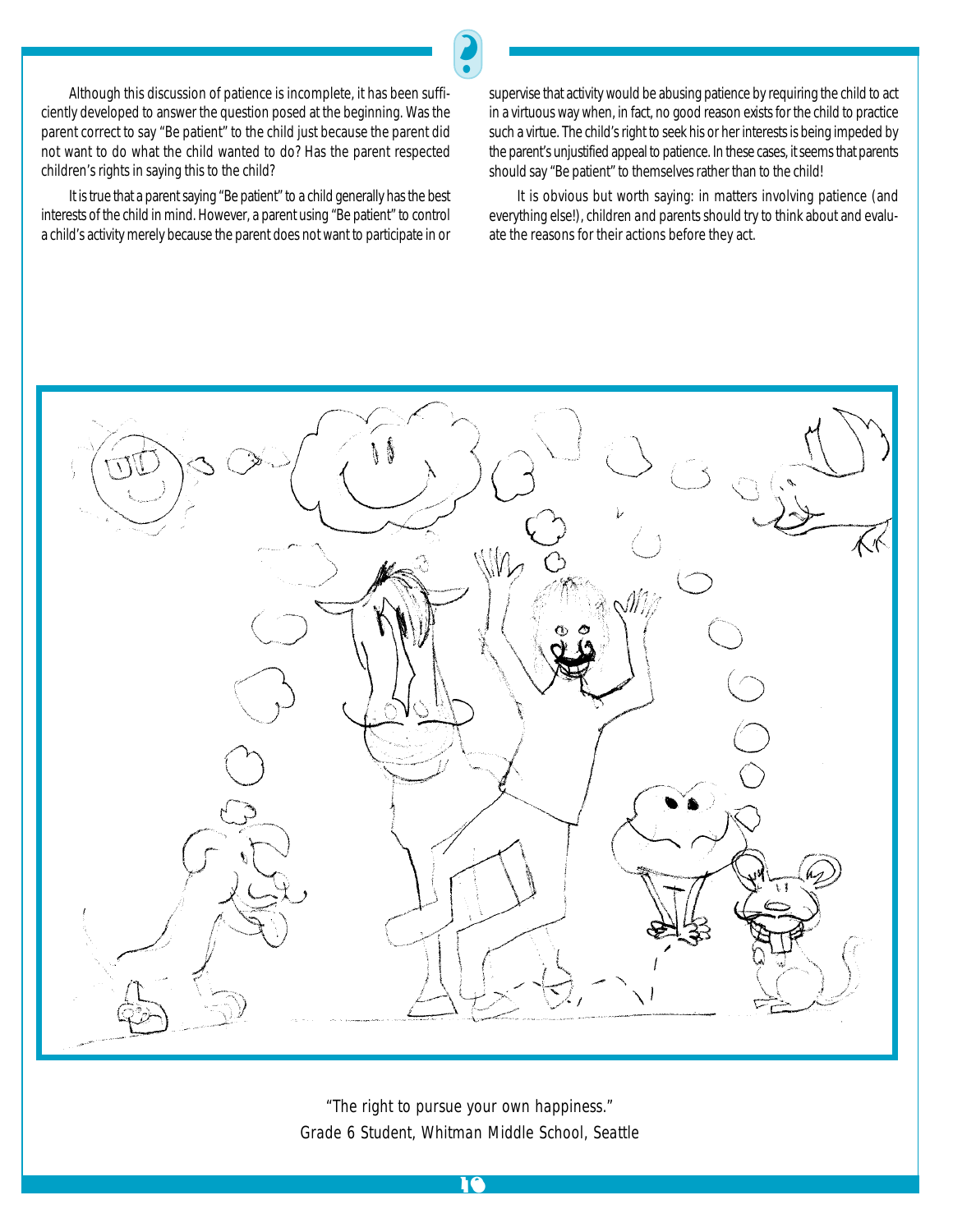Although this discussion of patience is incomplete, it has been sufficiently developed to answer the question posed at the beginning. Was the parent correct to say "Be patient" to the child just because the parent did not want to do what the child wanted to do? Has the parent respected children's rights in saying this to the child?

It is true that a parent saying "Be patient" to a child generally has the best interests of the child in mind. However, a parent using "Be patient" to control a child's activity merely because the parent does not want to participate in or supervise that activity would be abusing patience by requiring the child to act in a virtuous way when, in fact, no good reason exists for the child to practice such a virtue. The child's right to seek his or her interests is being impeded by the parent's unjustified appeal to patience. In these cases, it seems that parents should say "Be patient" to themselves rather than to the child!

It is obvious but worth saying: in matters involving patience (and everything else!), children *and* parents should try to think about and evaluate the reasons for their actions before they act.

"The right to pursue your own happiness."
Grade 6 Student, Whitman Middle School, Seattle